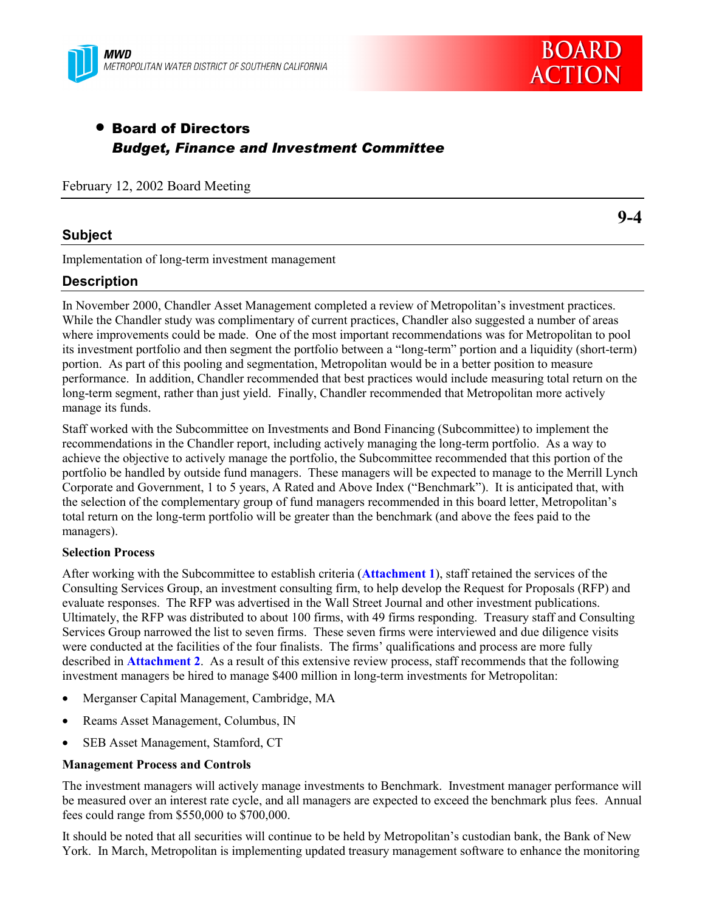MWD
METROPOLITAN WATER DISTRICT OF SOUTHERN CALIFORNIA

# BOARD ACTION

- **Board of Directors**
  ***Budget, Finance and Investment Committee***

February 12, 2002 Board Meeting

**9-4**

## Subject

Implementation of long-term investment management

## Description

In November 2000, Chandler Asset Management completed a review of Metropolitan's investment practices. While the Chandler study was complimentary of current practices, Chandler also suggested a number of areas where improvements could be made. One of the most important recommendations was for Metropolitan to pool its investment portfolio and then segment the portfolio between a "long-term" portion and a liquidity (short-term) portion. As part of this pooling and segmentation, Metropolitan would be in a better position to measure performance. In addition, Chandler recommended that best practices would include measuring total return on the long-term segment, rather than just yield. Finally, Chandler recommended that Metropolitan more actively manage its funds.

Staff worked with the Subcommittee on Investments and Bond Financing (Subcommittee) to implement the recommendations in the Chandler report, including actively managing the long-term portfolio. As a way to achieve the objective to actively manage the portfolio, the Subcommittee recommended that this portion of the portfolio be handled by outside fund managers. These managers will be expected to manage to the Merrill Lynch Corporate and Government, 1 to 5 years, A Rated and Above Index ("Benchmark"). It is anticipated that, with the selection of the complementary group of fund managers recommended in this board letter, Metropolitan's total return on the long-term portfolio will be greater than the benchmark (and above the fees paid to the managers).

**Selection Process**

After working with the Subcommittee to establish criteria (**Attachment 1**), staff retained the services of the Consulting Services Group, an investment consulting firm, to help develop the Request for Proposals (RFP) and evaluate responses. The RFP was advertised in the Wall Street Journal and other investment publications. Ultimately, the RFP was distributed to about 100 firms, with 49 firms responding. Treasury staff and Consulting Services Group narrowed the list to seven firms. These seven firms were interviewed and due diligence visits were conducted at the facilities of the four finalists. The firms' qualifications and process are more fully described in **Attachment 2**. As a result of this extensive review process, staff recommends that the following investment managers be hired to manage $400 million in long-term investments for Metropolitan:

- Merganser Capital Management, Cambridge, MA
- Reams Asset Management, Columbus, IN
- SEB Asset Management, Stamford, CT

**Management Process and Controls**

The investment managers will actively manage investments to Benchmark. Investment manager performance will be measured over an interest rate cycle, and all managers are expected to exceed the benchmark plus fees. Annual fees could range from $550,000 to $700,000.

It should be noted that all securities will continue to be held by Metropolitan's custodian bank, the Bank of New York. In March, Metropolitan is implementing updated treasury management software to enhance the monitoring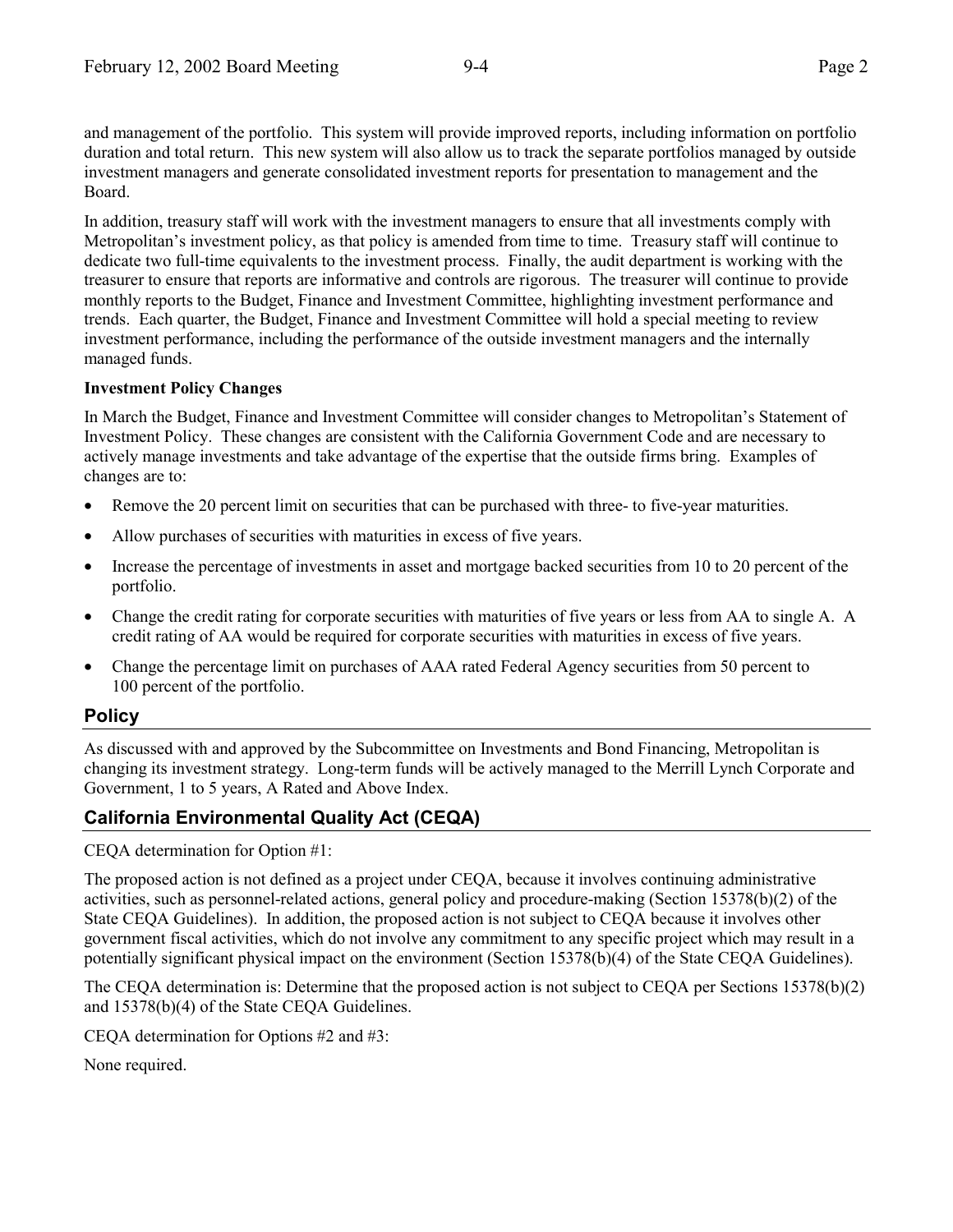and management of the portfolio. This system will provide improved reports, including information on portfolio duration and total return. This new system will also allow us to track the separate portfolios managed by outside investment managers and generate consolidated investment reports for presentation to management and the Board.

In addition, treasury staff will work with the investment managers to ensure that all investments comply with Metropolitan's investment policy, as that policy is amended from time to time. Treasury staff will continue to dedicate two full-time equivalents to the investment process. Finally, the audit department is working with the treasurer to ensure that reports are informative and controls are rigorous. The treasurer will continue to provide monthly reports to the Budget, Finance and Investment Committee, highlighting investment performance and trends. Each quarter, the Budget, Finance and Investment Committee will hold a special meeting to review investment performance, including the performance of the outside investment managers and the internally managed funds.

**Investment Policy Changes**

In March the Budget, Finance and Investment Committee will consider changes to Metropolitan's Statement of Investment Policy. These changes are consistent with the California Government Code and are necessary to actively manage investments and take advantage of the expertise that the outside firms bring. Examples of changes are to:

- Remove the 20 percent limit on securities that can be purchased with three- to five-year maturities.
- Allow purchases of securities with maturities in excess of five years.
- Increase the percentage of investments in asset and mortgage backed securities from 10 to 20 percent of the portfolio.
- Change the credit rating for corporate securities with maturities of five years or less from AA to single A. A credit rating of AA would be required for corporate securities with maturities in excess of five years.
- Change the percentage limit on purchases of AAA rated Federal Agency securities from 50 percent to 100 percent of the portfolio.

## Policy

As discussed with and approved by the Subcommittee on Investments and Bond Financing, Metropolitan is changing its investment strategy. Long-term funds will be actively managed to the Merrill Lynch Corporate and Government, 1 to 5 years, A Rated and Above Index.

## California Environmental Quality Act (CEQA)

CEQA determination for Option #1:

The proposed action is not defined as a project under CEQA, because it involves continuing administrative activities, such as personnel-related actions, general policy and procedure-making (Section 15378(b)(2) of the State CEQA Guidelines). In addition, the proposed action is not subject to CEQA because it involves other government fiscal activities, which do not involve any commitment to any specific project which may result in a potentially significant physical impact on the environment (Section 15378(b)(4) of the State CEQA Guidelines).

The CEQA determination is: Determine that the proposed action is not subject to CEQA per Sections 15378(b)(2) and 15378(b)(4) of the State CEQA Guidelines.

CEQA determination for Options #2 and #3:

None required.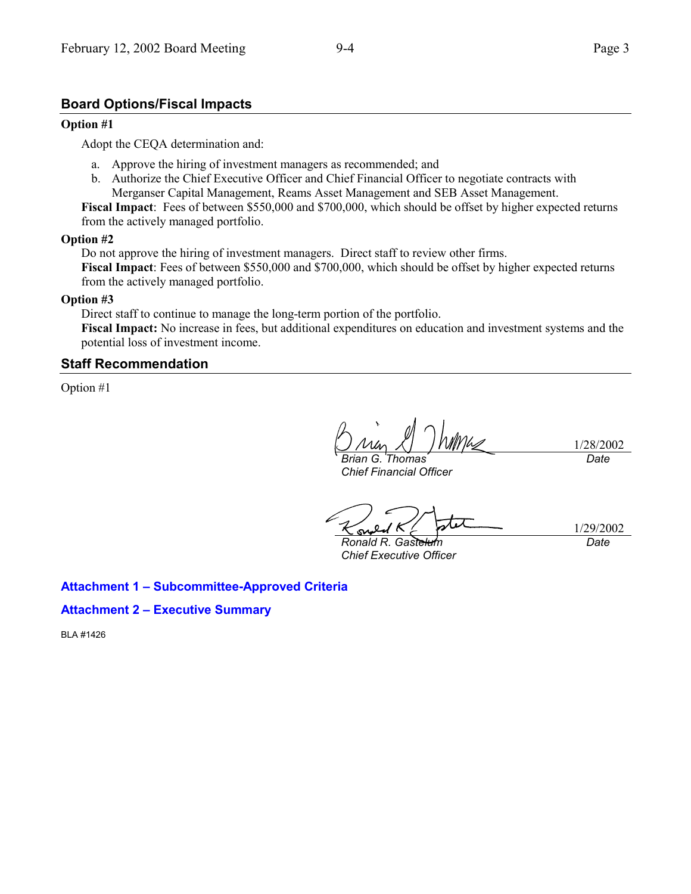## Board Options/Fiscal Impacts

**Option #1**

Adopt the CEQA determination and:

a. Approve the hiring of investment managers as recommended; and
b. Authorize the Chief Executive Officer and Chief Financial Officer to negotiate contracts with Merganser Capital Management, Reams Asset Management and SEB Asset Management.

**Fiscal Impact**: Fees of between $550,000 and $700,000, which should be offset by higher expected returns from the actively managed portfolio.

**Option #2**

Do not approve the hiring of investment managers. Direct staff to review other firms.

**Fiscal Impact**: Fees of between $550,000 and $700,000, which should be offset by higher expected returns from the actively managed portfolio.

**Option #3**

Direct staff to continue to manage the long-term portion of the portfolio.

**Fiscal Impact:** No increase in fees, but additional expenditures on education and investment systems and the potential loss of investment income.

## Staff Recommendation

Option #1

| | |
|---|---|
| *Brian G. Thomas* | 1/28/2002 |
| *Chief Financial Officer* | *Date* |

| | |
|---|---|
| *Ronald R. Gastelum* | 1/29/2002 |
| *Chief Executive Officer* | *Date* |

**Attachment 1 – Subcommittee-Approved Criteria**

**Attachment 2 – Executive Summary**

BLA #1426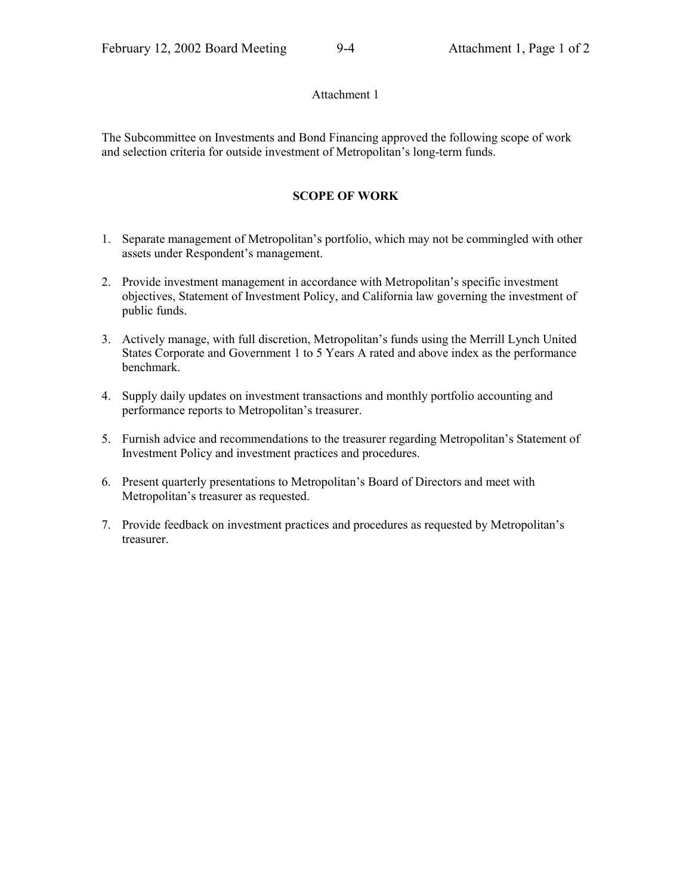Attachment 1

The Subcommittee on Investments and Bond Financing approved the following scope of work and selection criteria for outside investment of Metropolitan's long-term funds.

## SCOPE OF WORK

1. Separate management of Metropolitan's portfolio, which may not be commingled with other assets under Respondent's management.
2. Provide investment management in accordance with Metropolitan's specific investment objectives, Statement of Investment Policy, and California law governing the investment of public funds.
3. Actively manage, with full discretion, Metropolitan's funds using the Merrill Lynch United States Corporate and Government 1 to 5 Years A rated and above index as the performance benchmark.
4. Supply daily updates on investment transactions and monthly portfolio accounting and performance reports to Metropolitan's treasurer.
5. Furnish advice and recommendations to the treasurer regarding Metropolitan's Statement of Investment Policy and investment practices and procedures.
6. Present quarterly presentations to Metropolitan's Board of Directors and meet with Metropolitan's treasurer as requested.
7. Provide feedback on investment practices and procedures as requested by Metropolitan's treasurer.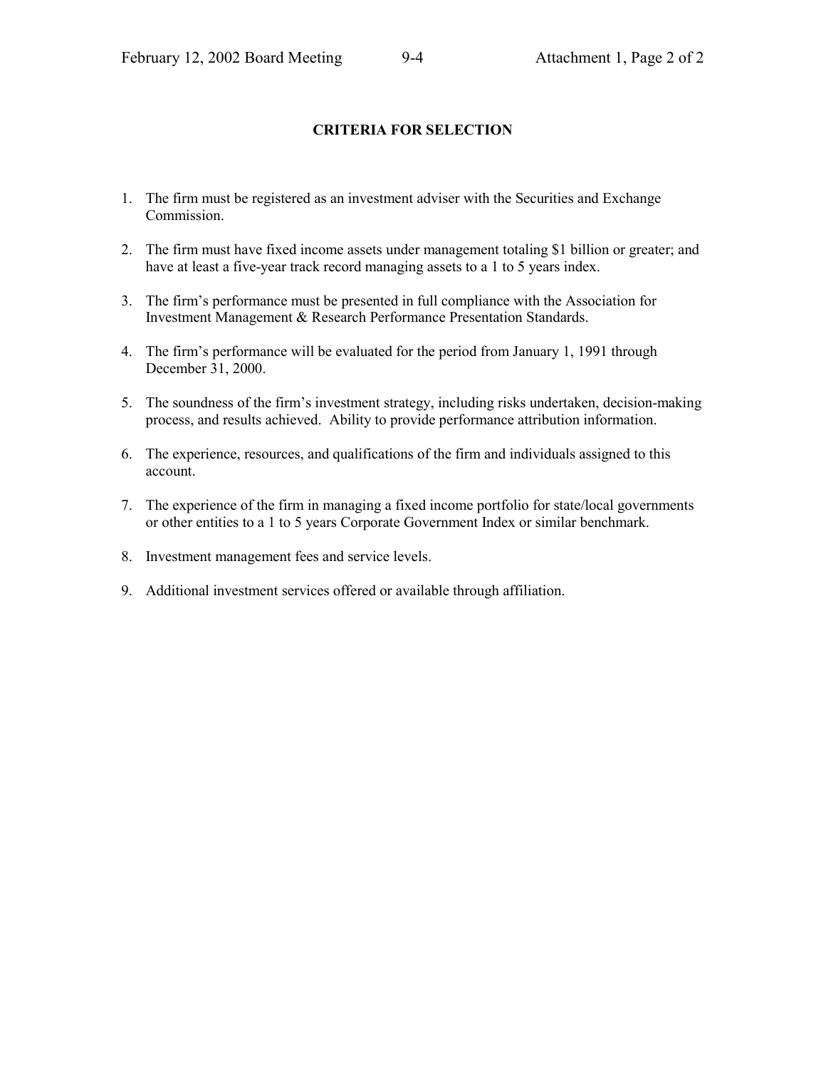## CRITERIA FOR SELECTION

1. The firm must be registered as an investment adviser with the Securities and Exchange Commission.
2. The firm must have fixed income assets under management totaling $1 billion or greater; and have at least a five-year track record managing assets to a 1 to 5 years index.
3. The firm's performance must be presented in full compliance with the Association for Investment Management & Research Performance Presentation Standards.
4. The firm's performance will be evaluated for the period from January 1, 1991 through December 31, 2000.
5. The soundness of the firm's investment strategy, including risks undertaken, decision-making process, and results achieved. Ability to provide performance attribution information.
6. The experience, resources, and qualifications of the firm and individuals assigned to this account.
7. The experience of the firm in managing a fixed income portfolio for state/local governments or other entities to a 1 to 5 years Corporate Government Index or similar benchmark.
8. Investment management fees and service levels.
9. Additional investment services offered or available through affiliation.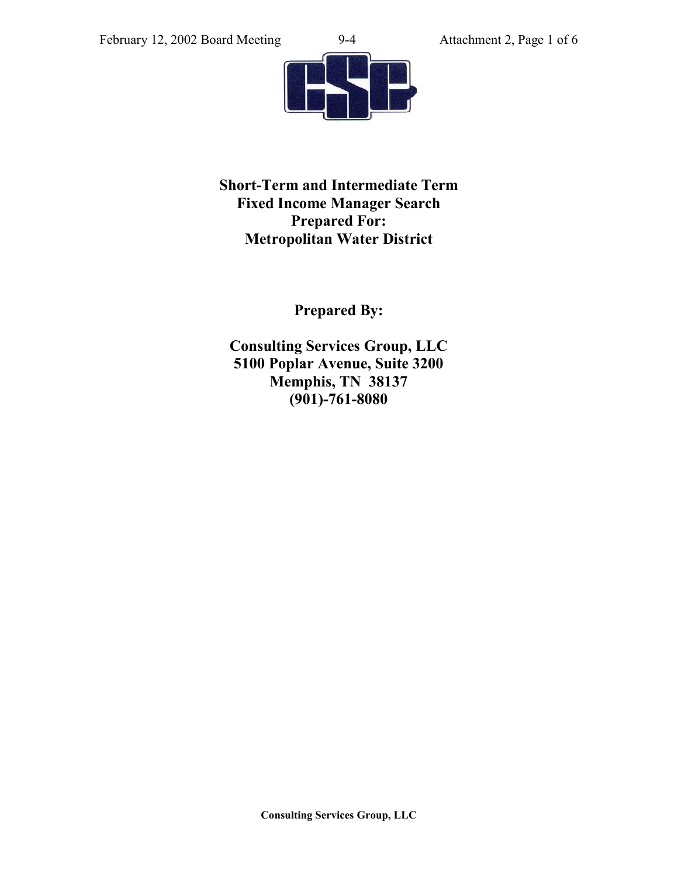**Short-Term and Intermediate Term**
**Fixed Income Manager Search**
**Prepared For:**
**Metropolitan Water District**

**Prepared By:**

**Consulting Services Group, LLC**
**5100 Poplar Avenue, Suite 3200**
**Memphis, TN 38137**
**(901)-761-8080**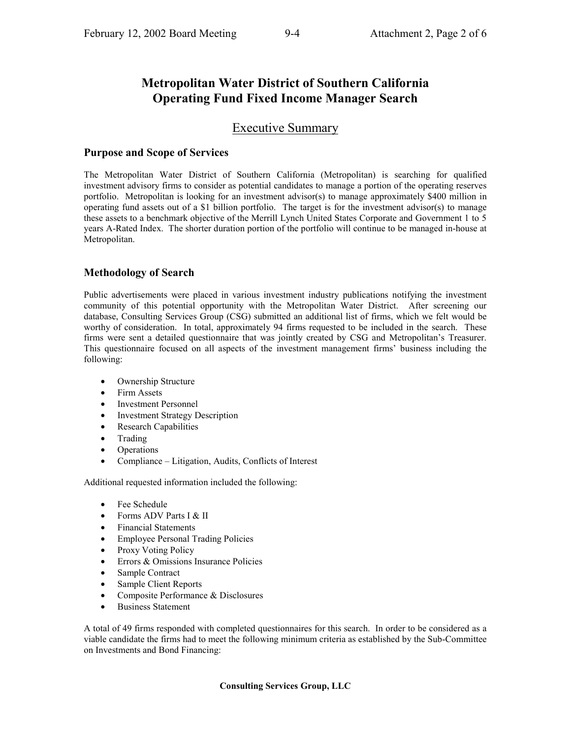# Metropolitan Water District of Southern California
# Operating Fund Fixed Income Manager Search

## Executive Summary

### Purpose and Scope of Services

The Metropolitan Water District of Southern California (Metropolitan) is searching for qualified investment advisory firms to consider as potential candidates to manage a portion of the operating reserves portfolio. Metropolitan is looking for an investment advisor(s) to manage approximately $400 million in operating fund assets out of a $1 billion portfolio. The target is for the investment advisor(s) to manage these assets to a benchmark objective of the Merrill Lynch United States Corporate and Government 1 to 5 years A-Rated Index. The shorter duration portion of the portfolio will continue to be managed in-house at Metropolitan.

### Methodology of Search

Public advertisements were placed in various investment industry publications notifying the investment community of this potential opportunity with the Metropolitan Water District. After screening our database, Consulting Services Group (CSG) submitted an additional list of firms, which we felt would be worthy of consideration. In total, approximately 94 firms requested to be included in the search. These firms were sent a detailed questionnaire that was jointly created by CSG and Metropolitan's Treasurer. This questionnaire focused on all aspects of the investment management firms' business including the following:

- Ownership Structure
- Firm Assets
- Investment Personnel
- Investment Strategy Description
- Research Capabilities
- Trading
- Operations
- Compliance – Litigation, Audits, Conflicts of Interest

Additional requested information included the following:

- Fee Schedule
- Forms ADV Parts I & II
- Financial Statements
- Employee Personal Trading Policies
- Proxy Voting Policy
- Errors & Omissions Insurance Policies
- Sample Contract
- Sample Client Reports
- Composite Performance & Disclosures
- Business Statement

A total of 49 firms responded with completed questionnaires for this search. In order to be considered as a viable candidate the firms had to meet the following minimum criteria as established by the Sub-Committee on Investments and Bond Financing:

**Consulting Services Group, LLC**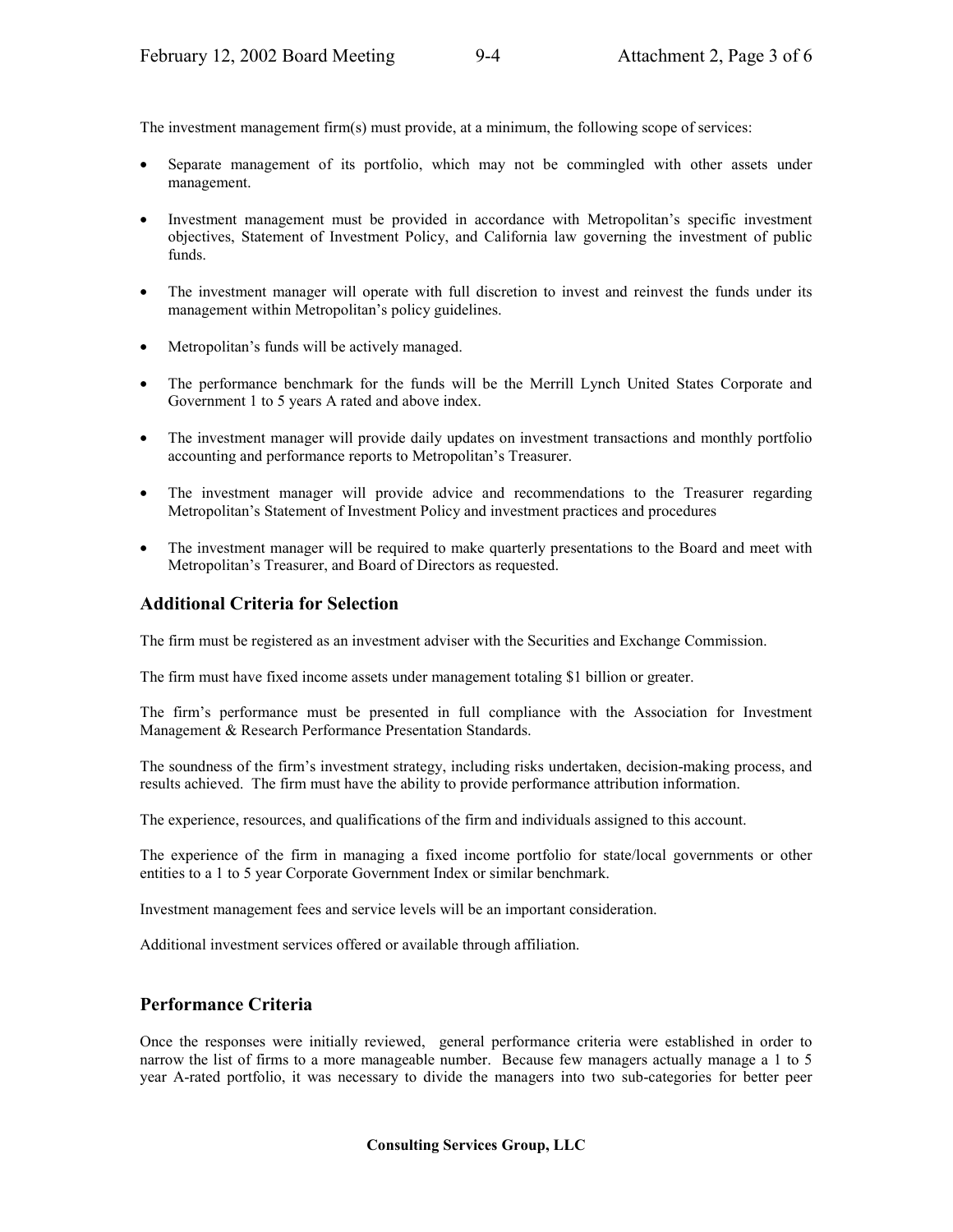The investment management firm(s) must provide, at a minimum, the following scope of services:

- Separate management of its portfolio, which may not be commingled with other assets under management.
- Investment management must be provided in accordance with Metropolitan's specific investment objectives, Statement of Investment Policy, and California law governing the investment of public funds.
- The investment manager will operate with full discretion to invest and reinvest the funds under its management within Metropolitan's policy guidelines.
- Metropolitan's funds will be actively managed.
- The performance benchmark for the funds will be the Merrill Lynch United States Corporate and Government 1 to 5 years A rated and above index.
- The investment manager will provide daily updates on investment transactions and monthly portfolio accounting and performance reports to Metropolitan's Treasurer.
- The investment manager will provide advice and recommendations to the Treasurer regarding Metropolitan's Statement of Investment Policy and investment practices and procedures
- The investment manager will be required to make quarterly presentations to the Board and meet with Metropolitan's Treasurer, and Board of Directors as requested.

## Additional Criteria for Selection

The firm must be registered as an investment adviser with the Securities and Exchange Commission.

The firm must have fixed income assets under management totaling $1 billion or greater.

The firm's performance must be presented in full compliance with the Association for Investment Management & Research Performance Presentation Standards.

The soundness of the firm's investment strategy, including risks undertaken, decision-making process, and results achieved. The firm must have the ability to provide performance attribution information.

The experience, resources, and qualifications of the firm and individuals assigned to this account.

The experience of the firm in managing a fixed income portfolio for state/local governments or other entities to a 1 to 5 year Corporate Government Index or similar benchmark.

Investment management fees and service levels will be an important consideration.

Additional investment services offered or available through affiliation.

## Performance Criteria

Once the responses were initially reviewed, general performance criteria were established in order to narrow the list of firms to a more manageable number. Because few managers actually manage a 1 to 5 year A-rated portfolio, it was necessary to divide the managers into two sub-categories for better peer

**Consulting Services Group, LLC**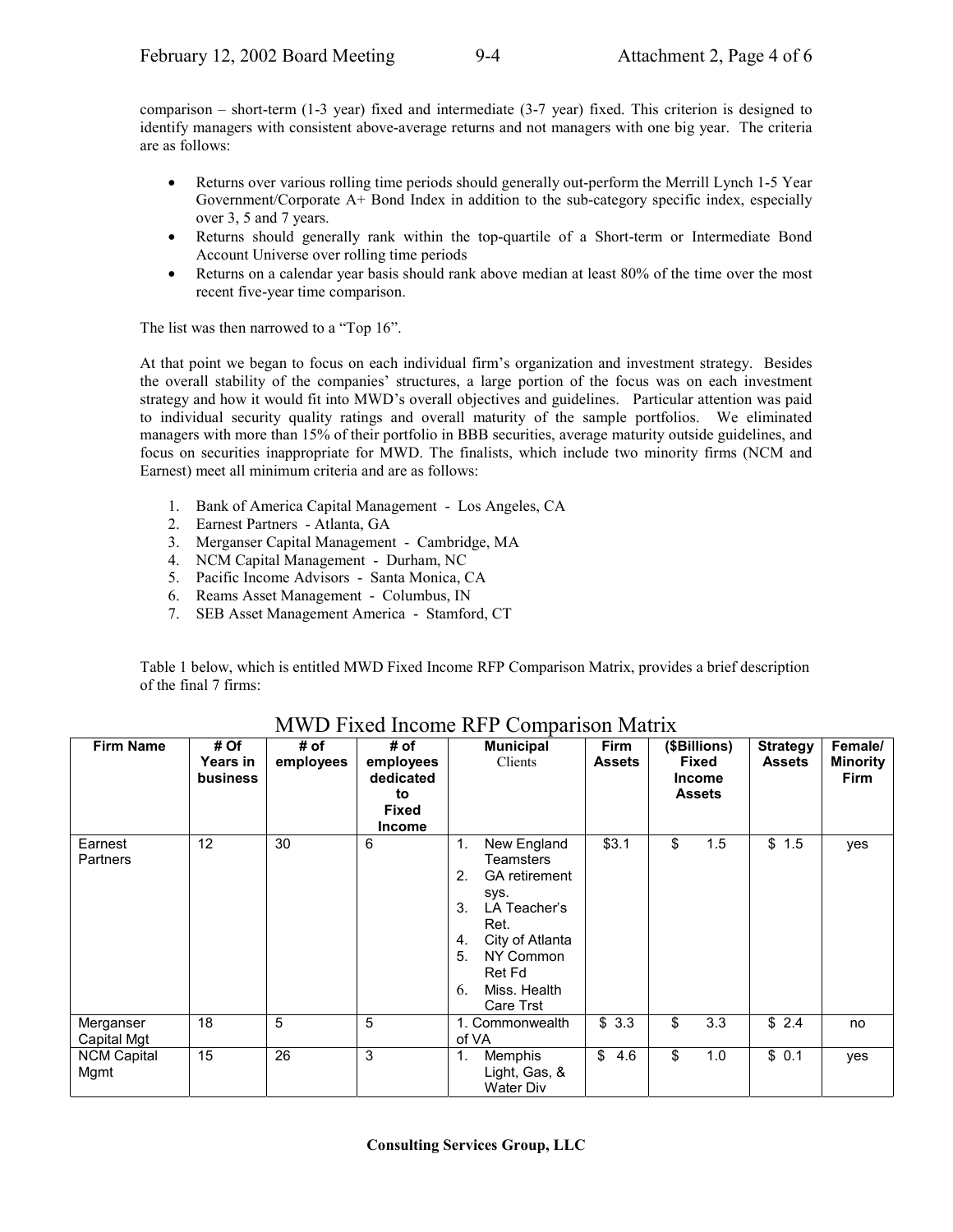comparison – short-term (1-3 year) fixed and intermediate (3-7 year) fixed. This criterion is designed to identify managers with consistent above-average returns and not managers with one big year. The criteria are as follows:

- Returns over various rolling time periods should generally out-perform the Merrill Lynch 1-5 Year Government/Corporate A+ Bond Index in addition to the sub-category specific index, especially over 3, 5 and 7 years.
- Returns should generally rank within the top-quartile of a Short-term or Intermediate Bond Account Universe over rolling time periods
- Returns on a calendar year basis should rank above median at least 80% of the time over the most recent five-year time comparison.

The list was then narrowed to a "Top 16".

At that point we began to focus on each individual firm's organization and investment strategy. Besides the overall stability of the companies' structures, a large portion of the focus was on each investment strategy and how it would fit into MWD's overall objectives and guidelines. Particular attention was paid to individual security quality ratings and overall maturity of the sample portfolios. We eliminated managers with more than 15% of their portfolio in BBB securities, average maturity outside guidelines, and focus on securities inappropriate for MWD. The finalists, which include two minority firms (NCM and Earnest) meet all minimum criteria and are as follows:

1. Bank of America Capital Management - Los Angeles, CA
2. Earnest Partners - Atlanta, GA
3. Merganser Capital Management - Cambridge, MA
4. NCM Capital Management - Durham, NC
5. Pacific Income Advisors - Santa Monica, CA
6. Reams Asset Management - Columbus, IN
7. SEB Asset Management America - Stamford, CT

Table 1 below, which is entitled MWD Fixed Income RFP Comparison Matrix, provides a brief description of the final 7 firms:

## MWD Fixed Income RFP Comparison Matrix

| Firm Name | # Of Years in business | # of employees | # of employees dedicated to Fixed Income | Municipal Clients | Firm Assets | ($Billions) Fixed Income Assets | Strategy Assets | Female/ Minority Firm |
|---|---|---|---|---|---|---|---|---|
| Earnest Partners | 12 | 30 | 6 | 1. New England Teamsters<br>2. GA retirement sys.<br>3. LA Teacher's Ret.<br>4. City of Atlanta<br>5. NY Common Ret Fd<br>6. Miss. Health Care Trst | $3.1 | $ 1.5 | $ 1.5 | yes |
| Merganser Capital Mgt | 18 | 5 | 5 | 1. Commonwealth of VA | $ 3.3 | $ 3.3 | $ 2.4 | no |
| NCM Capital Mgmt | 15 | 26 | 3 | 1. Memphis Light, Gas, & Water Div | $ 4.6 | $ 1.0 | $ 0.1 | yes |

**Consulting Services Group, LLC**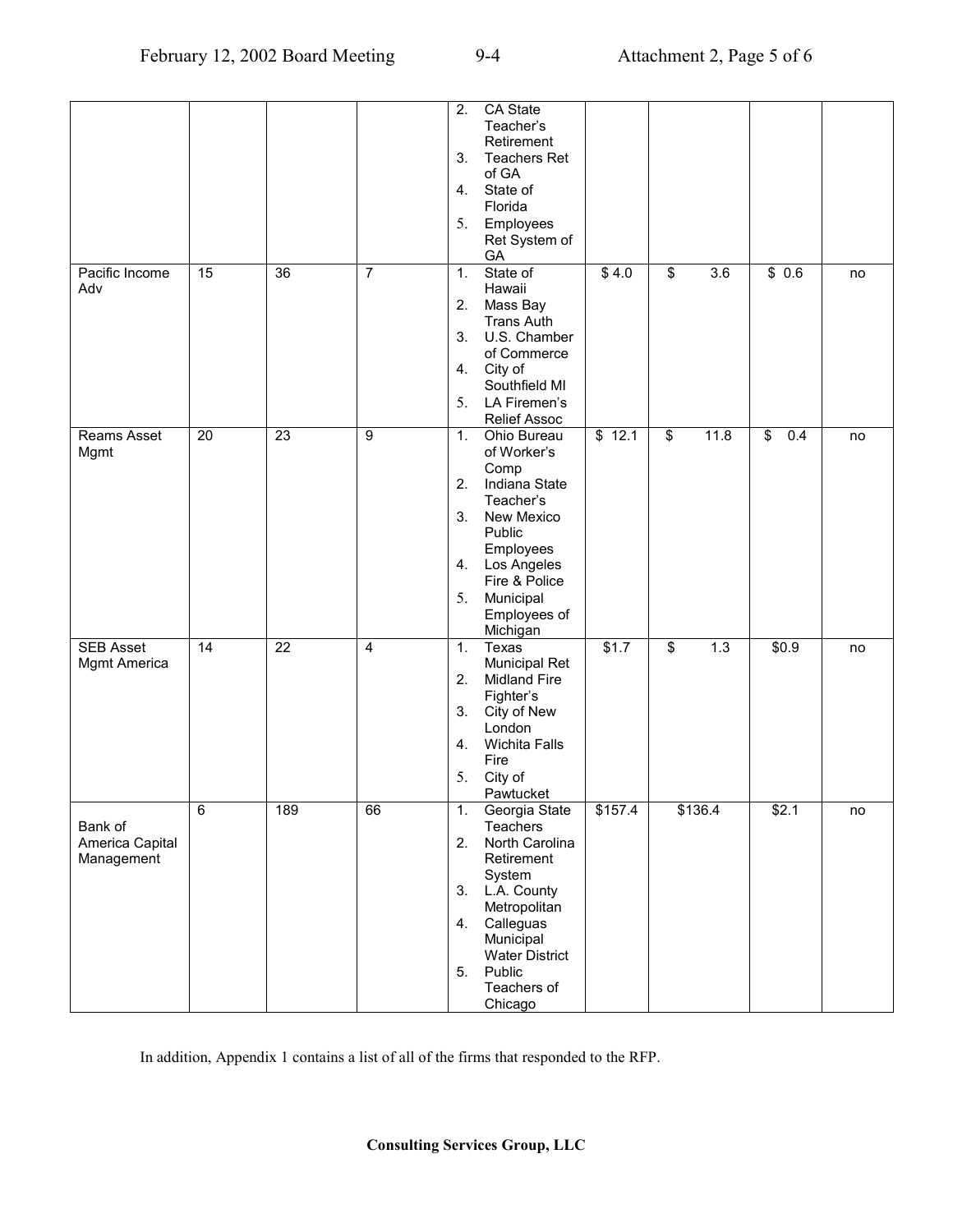| | | | | 2. CA State Teacher's Retirement<br>3. Teachers Ret of GA<br>4. State of Florida<br>5. Employees Ret System of GA | | | | |
|---|---|---|---|---|---|---|---|---|
| Pacific Income Adv | 15 | 36 | 7 | 1. State of Hawaii<br>2. Mass Bay Trans Auth<br>3. U.S. Chamber of Commerce<br>4. City of Southfield MI<br>5. LA Firemen's Relief Assoc | $ 4.0 | $ 3.6 | $ 0.6 | no |
| Reams Asset Mgmt | 20 | 23 | 9 | 1. Ohio Bureau of Worker's Comp<br>2. Indiana State Teacher's<br>3. New Mexico Public Employees<br>4. Los Angeles Fire & Police<br>5. Municipal Employees of Michigan | $ 12.1 | $ 11.8 | $ 0.4 | no |
| SEB Asset Mgmt America | 14 | 22 | 4 | 1. Texas Municipal Ret<br>2. Midland Fire Fighter's<br>3. City of New London<br>4. Wichita Falls Fire<br>5. City of Pawtucket | $1.7 | $ 1.3 | $0.9 | no |
| Bank of America Capital Management | 6 | 189 | 66 | 1. Georgia State Teachers<br>2. North Carolina Retirement System<br>3. L.A. County Metropolitan<br>4. Calleguas Municipal Water District<br>5. Public Teachers of Chicago | $157.4 | $136.4 | $2.1 | no |

In addition, Appendix 1 contains a list of all of the firms that responded to the RFP.

**Consulting Services Group, LLC**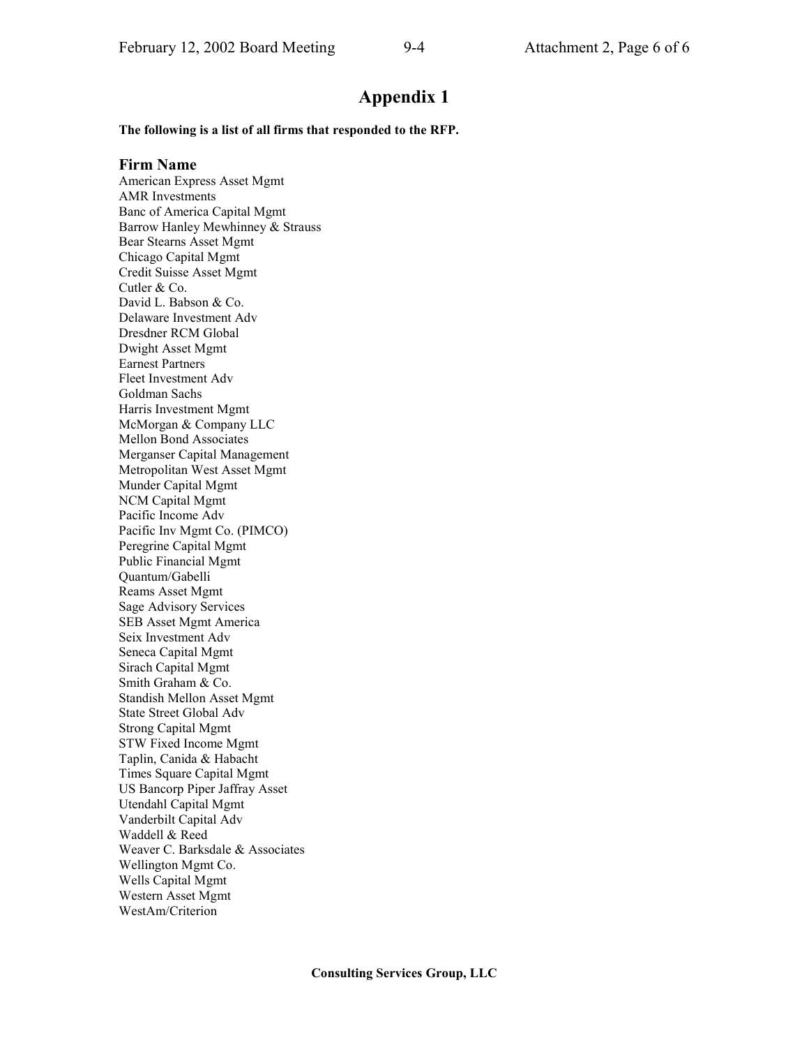# Appendix 1

**The following is a list of all firms that responded to the RFP.**

## Firm Name

American Express Asset Mgmt
AMR Investments
Banc of America Capital Mgmt
Barrow Hanley Mewhinney & Strauss
Bear Stearns Asset Mgmt
Chicago Capital Mgmt
Credit Suisse Asset Mgmt
Cutler & Co.
David L. Babson & Co.
Delaware Investment Adv
Dresdner RCM Global
Dwight Asset Mgmt
Earnest Partners
Fleet Investment Adv
Goldman Sachs
Harris Investment Mgmt
McMorgan & Company LLC
Mellon Bond Associates
Merganser Capital Management
Metropolitan West Asset Mgmt
Munder Capital Mgmt
NCM Capital Mgmt
Pacific Income Adv
Pacific Inv Mgmt Co. (PIMCO)
Peregrine Capital Mgmt
Public Financial Mgmt
Quantum/Gabelli
Reams Asset Mgmt
Sage Advisory Services
SEB Asset Mgmt America
Seix Investment Adv
Seneca Capital Mgmt
Sirach Capital Mgmt
Smith Graham & Co.
Standish Mellon Asset Mgmt
State Street Global Adv
Strong Capital Mgmt
STW Fixed Income Mgmt
Taplin, Canida & Habacht
Times Square Capital Mgmt
US Bancorp Piper Jaffray Asset
Utendahl Capital Mgmt
Vanderbilt Capital Adv
Waddell & Reed
Weaver C. Barksdale & Associates
Wellington Mgmt Co.
Wells Capital Mgmt
Western Asset Mgmt
WestAm/Criterion

**Consulting Services Group, LLC**